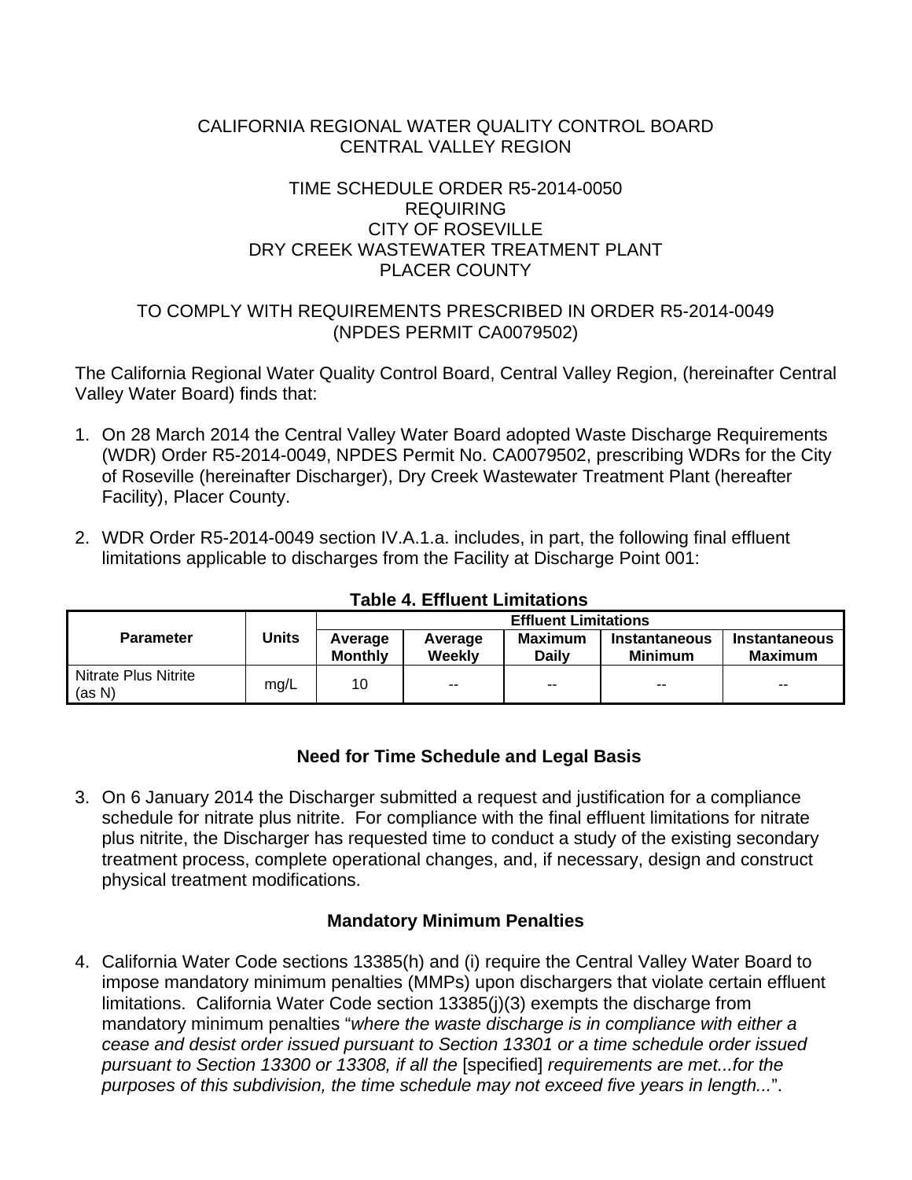CALIFORNIA REGIONAL WATER QUALITY CONTROL BOARD
CENTRAL VALLEY REGION

TIME SCHEDULE ORDER R5-2014-0050
REQUIRING
CITY OF ROSEVILLE
DRY CREEK WASTEWATER TREATMENT PLANT
PLACER COUNTY

TO COMPLY WITH REQUIREMENTS PRESCRIBED IN ORDER R5-2014-0049
(NPDES PERMIT CA0079502)

The California Regional Water Quality Control Board, Central Valley Region, (hereinafter Central Valley Water Board) finds that:

1. On 28 March 2014 the Central Valley Water Board adopted Waste Discharge Requirements (WDR) Order R5-2014-0049, NPDES Permit No. CA0079502, prescribing WDRs for the City of Roseville (hereinafter Discharger), Dry Creek Wastewater Treatment Plant (hereafter Facility), Placer County.

2. WDR Order R5-2014-0049 section IV.A.1.a. includes, in part, the following final effluent limitations applicable to discharges from the Facility at Discharge Point 001:

**Table 4. Effluent Limitations**

| Parameter | Units | Effluent Limitations | | | | |
|---|---|---|---|---|---|---|
| | | Average Monthly | Average Weekly | Maximum Daily | Instantaneous Minimum | Instantaneous Maximum |
| Nitrate Plus Nitrite (as N) | mg/L | 10 | -- | -- | -- | -- |

### Need for Time Schedule and Legal Basis

3. On 6 January 2014 the Discharger submitted a request and justification for a compliance schedule for nitrate plus nitrite. For compliance with the final effluent limitations for nitrate plus nitrite, the Discharger has requested time to conduct a study of the existing secondary treatment process, complete operational changes, and, if necessary, design and construct physical treatment modifications.

### Mandatory Minimum Penalties

4. California Water Code sections 13385(h) and (i) require the Central Valley Water Board to impose mandatory minimum penalties (MMPs) upon dischargers that violate certain effluent limitations. California Water Code section 13385(j)(3) exempts the discharge from mandatory minimum penalties "*where the waste discharge is in compliance with either a cease and desist order issued pursuant to Section 13301 or a time schedule order issued pursuant to Section 13300 or 13308, if all the* [specified] *requirements are met...for the purposes of this subdivision, the time schedule may not exceed five years in length...*".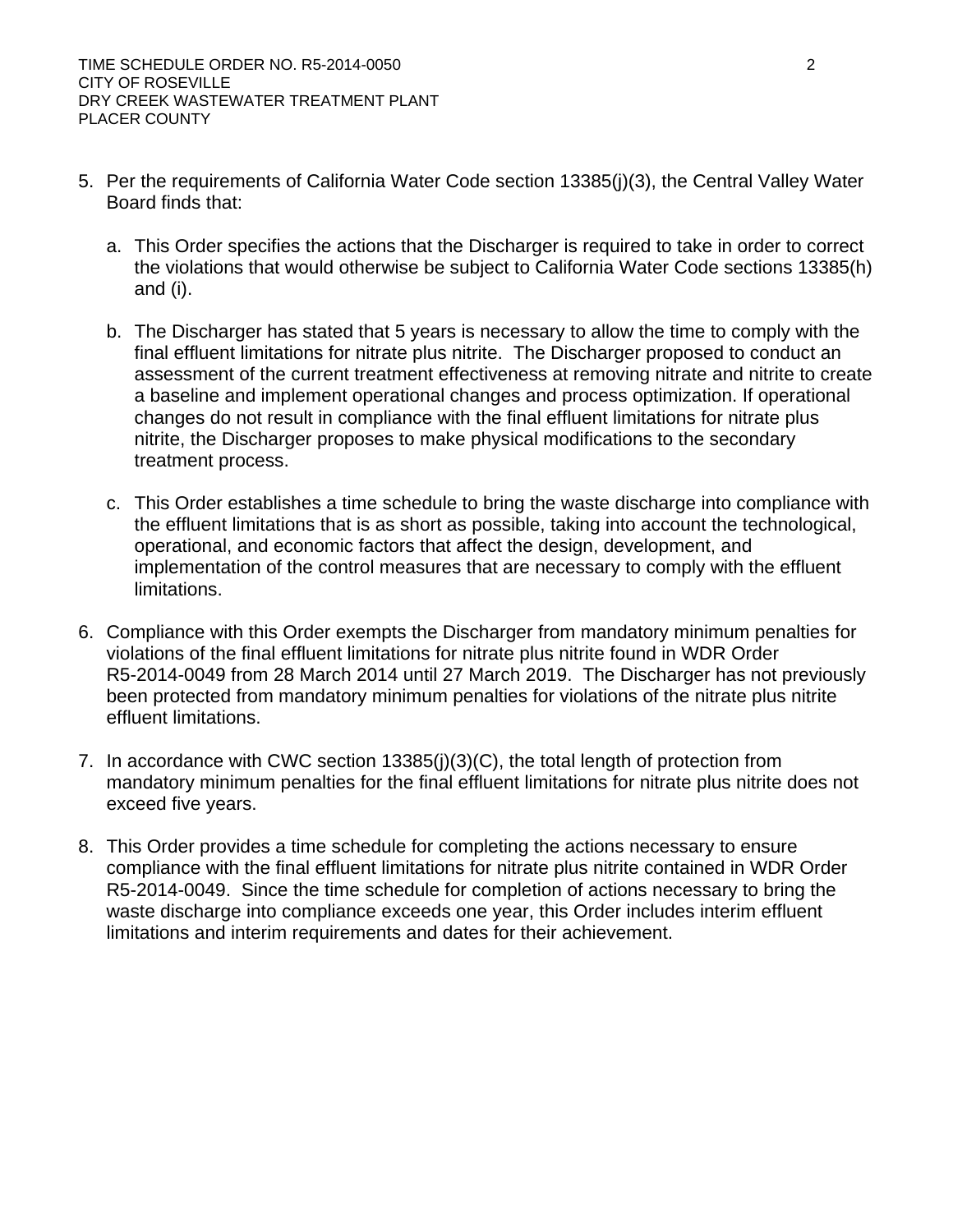5. Per the requirements of California Water Code section 13385(j)(3), the Central Valley Water Board finds that:

   a. This Order specifies the actions that the Discharger is required to take in order to correct the violations that would otherwise be subject to California Water Code sections 13385(h) and (i).

   b. The Discharger has stated that 5 years is necessary to allow the time to comply with the final effluent limitations for nitrate plus nitrite. The Discharger proposed to conduct an assessment of the current treatment effectiveness at removing nitrate and nitrite to create a baseline and implement operational changes and process optimization. If operational changes do not result in compliance with the final effluent limitations for nitrate plus nitrite, the Discharger proposes to make physical modifications to the secondary treatment process.

   c. This Order establishes a time schedule to bring the waste discharge into compliance with the effluent limitations that is as short as possible, taking into account the technological, operational, and economic factors that affect the design, development, and implementation of the control measures that are necessary to comply with the effluent limitations.

6. Compliance with this Order exempts the Discharger from mandatory minimum penalties for violations of the final effluent limitations for nitrate plus nitrite found in WDR Order R5-2014-0049 from 28 March 2014 until 27 March 2019. The Discharger has not previously been protected from mandatory minimum penalties for violations of the nitrate plus nitrite effluent limitations.

7. In accordance with CWC section 13385(j)(3)(C), the total length of protection from mandatory minimum penalties for the final effluent limitations for nitrate plus nitrite does not exceed five years.

8. This Order provides a time schedule for completing the actions necessary to ensure compliance with the final effluent limitations for nitrate plus nitrite contained in WDR Order R5-2014-0049. Since the time schedule for completion of actions necessary to bring the waste discharge into compliance exceeds one year, this Order includes interim effluent limitations and interim requirements and dates for their achievement.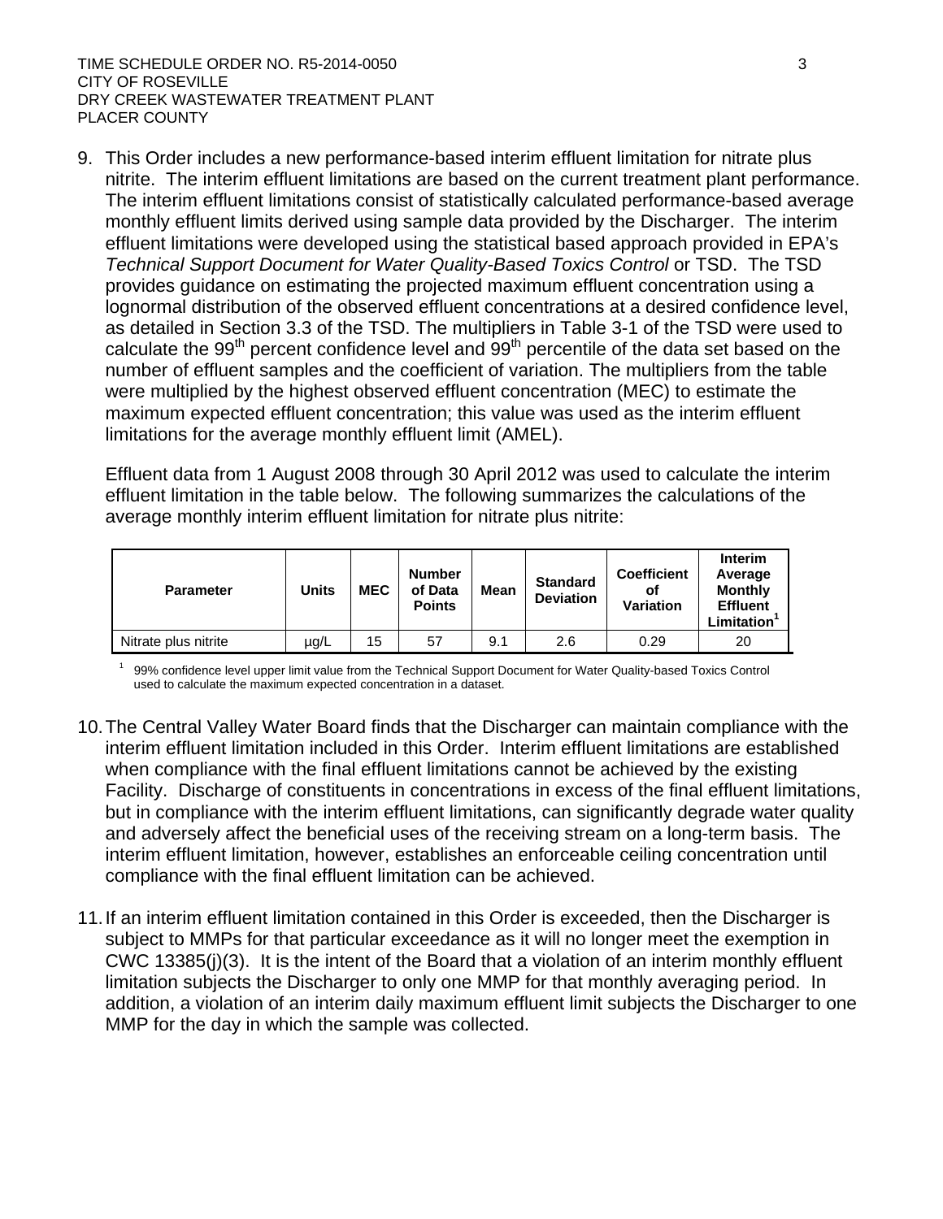9. This Order includes a new performance-based interim effluent limitation for nitrate plus nitrite. The interim effluent limitations are based on the current treatment plant performance. The interim effluent limitations consist of statistically calculated performance-based average monthly effluent limits derived using sample data provided by the Discharger. The interim effluent limitations were developed using the statistical based approach provided in EPA's *Technical Support Document for Water Quality-Based Toxics Control* or TSD. The TSD provides guidance on estimating the projected maximum effluent concentration using a lognormal distribution of the observed effluent concentrations at a desired confidence level, as detailed in Section 3.3 of the TSD. The multipliers in Table 3-1 of the TSD were used to calculate the 99th percent confidence level and 99th percentile of the data set based on the number of effluent samples and the coefficient of variation. The multipliers from the table were multiplied by the highest observed effluent concentration (MEC) to estimate the maximum expected effluent concentration; this value was used as the interim effluent limitations for the average monthly effluent limit (AMEL).

   Effluent data from 1 August 2008 through 30 April 2012 was used to calculate the interim effluent limitation in the table below. The following summarizes the calculations of the average monthly interim effluent limitation for nitrate plus nitrite:

| Parameter | Units | MEC | Number of Data Points | Mean | Standard Deviation | Coefficient of Variation | Interim Average Monthly Effluent Limitation[1] |
|---|---|---|---|---|---|---|---|
| Nitrate plus nitrite | µg/L | 15 | 57 | 9.1 | 2.6 | 0.29 | 20 |

[1] 99% confidence level upper limit value from the Technical Support Document for Water Quality-based Toxics Control used to calculate the maximum expected concentration in a dataset.

10. The Central Valley Water Board finds that the Discharger can maintain compliance with the interim effluent limitation included in this Order. Interim effluent limitations are established when compliance with the final effluent limitations cannot be achieved by the existing Facility. Discharge of constituents in concentrations in excess of the final effluent limitations, but in compliance with the interim effluent limitations, can significantly degrade water quality and adversely affect the beneficial uses of the receiving stream on a long-term basis. The interim effluent limitation, however, establishes an enforceable ceiling concentration until compliance with the final effluent limitation can be achieved.

11. If an interim effluent limitation contained in this Order is exceeded, then the Discharger is subject to MMPs for that particular exceedance as it will no longer meet the exemption in CWC 13385(j)(3). It is the intent of the Board that a violation of an interim monthly effluent limitation subjects the Discharger to only one MMP for that monthly averaging period. In addition, a violation of an interim daily maximum effluent limit subjects the Discharger to one MMP for the day in which the sample was collected.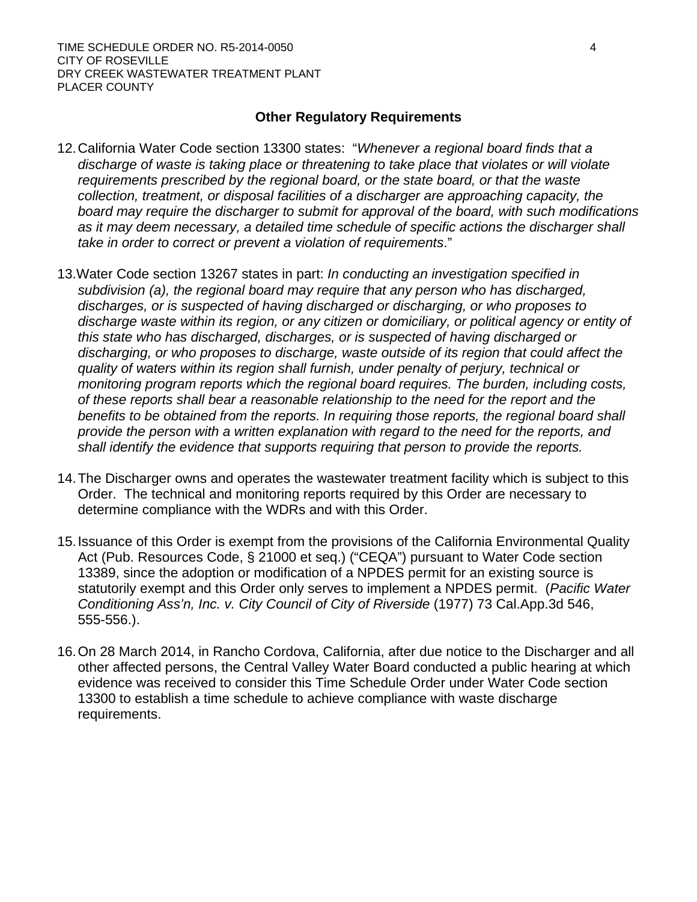### Other Regulatory Requirements

12. California Water Code section 13300 states: "*Whenever a regional board finds that a discharge of waste is taking place or threatening to take place that violates or will violate requirements prescribed by the regional board, or the state board, or that the waste collection, treatment, or disposal facilities of a discharger are approaching capacity, the board may require the discharger to submit for approval of the board, with such modifications as it may deem necessary, a detailed time schedule of specific actions the discharger shall take in order to correct or prevent a violation of requirements*."

13. Water Code section 13267 states in part: *In conducting an investigation specified in subdivision (a), the regional board may require that any person who has discharged, discharges, or is suspected of having discharged or discharging, or who proposes to discharge waste within its region, or any citizen or domiciliary, or political agency or entity of this state who has discharged, discharges, or is suspected of having discharged or discharging, or who proposes to discharge, waste outside of its region that could affect the quality of waters within its region shall furnish, under penalty of perjury, technical or monitoring program reports which the regional board requires. The burden, including costs, of these reports shall bear a reasonable relationship to the need for the report and the benefits to be obtained from the reports. In requiring those reports, the regional board shall provide the person with a written explanation with regard to the need for the reports, and shall identify the evidence that supports requiring that person to provide the reports.*

14. The Discharger owns and operates the wastewater treatment facility which is subject to this Order. The technical and monitoring reports required by this Order are necessary to determine compliance with the WDRs and with this Order.

15. Issuance of this Order is exempt from the provisions of the California Environmental Quality Act (Pub. Resources Code, § 21000 et seq.) ("CEQA") pursuant to Water Code section 13389, since the adoption or modification of a NPDES permit for an existing source is statutorily exempt and this Order only serves to implement a NPDES permit. (*Pacific Water Conditioning Ass'n, Inc. v. City Council of City of Riverside* (1977) 73 Cal.App.3d 546, 555-556.).

16. On 28 March 2014, in Rancho Cordova, California, after due notice to the Discharger and all other affected persons, the Central Valley Water Board conducted a public hearing at which evidence was received to consider this Time Schedule Order under Water Code section 13300 to establish a time schedule to achieve compliance with waste discharge requirements.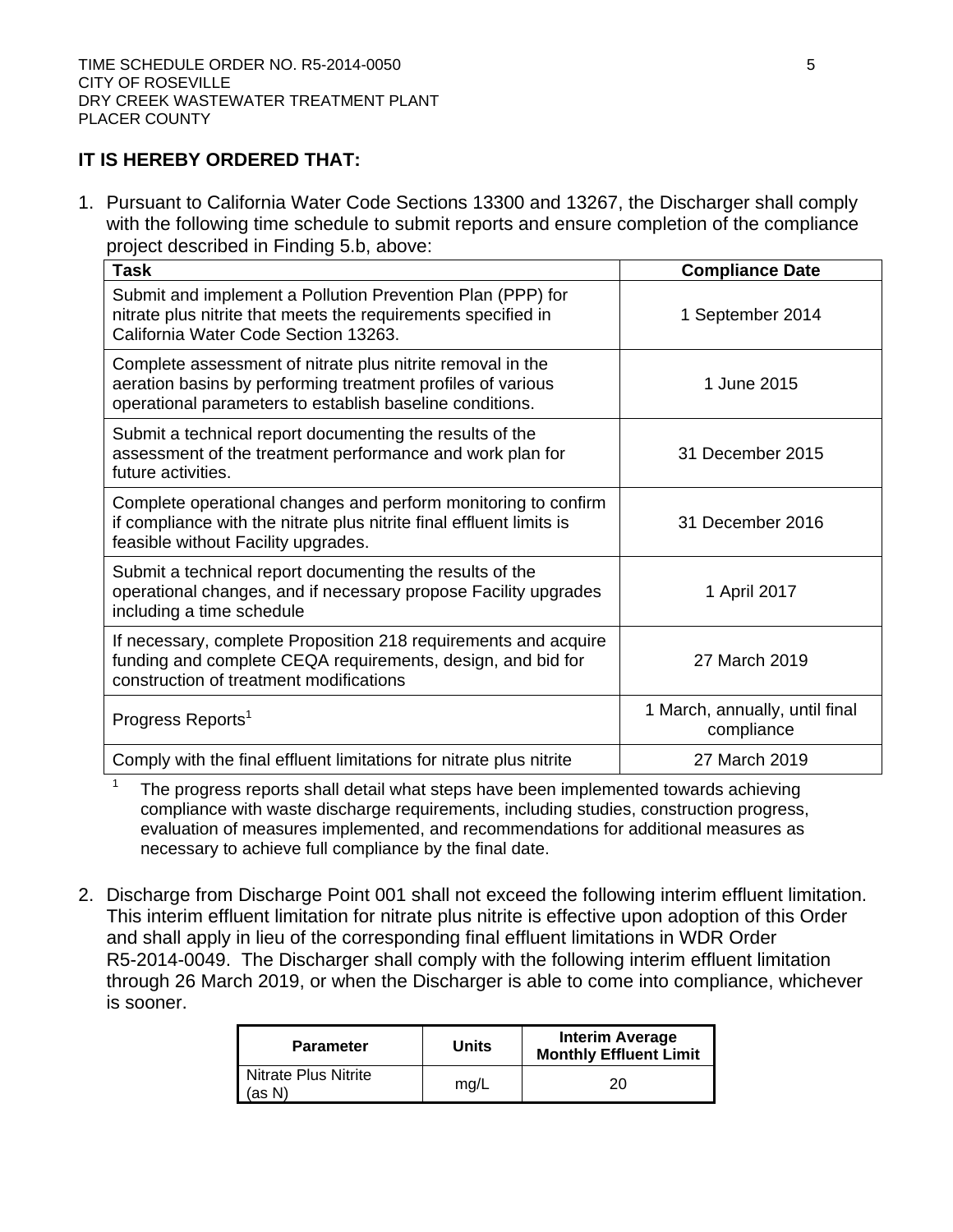**IT IS HEREBY ORDERED THAT:**

1. Pursuant to California Water Code Sections 13300 and 13267, the Discharger shall comply with the following time schedule to submit reports and ensure completion of the compliance project described in Finding 5.b, above:

| Task | Compliance Date |
|---|---|
| Submit and implement a Pollution Prevention Plan (PPP) for nitrate plus nitrite that meets the requirements specified in California Water Code Section 13263. | 1 September 2014 |
| Complete assessment of nitrate plus nitrite removal in the aeration basins by performing treatment profiles of various operational parameters to establish baseline conditions. | 1 June 2015 |
| Submit a technical report documenting the results of the assessment of the treatment performance and work plan for future activities. | 31 December 2015 |
| Complete operational changes and perform monitoring to confirm if compliance with the nitrate plus nitrite final effluent limits is feasible without Facility upgrades. | 31 December 2016 |
| Submit a technical report documenting the results of the operational changes, and if necessary propose Facility upgrades including a time schedule | 1 April 2017 |
| If necessary, complete Proposition 218 requirements and acquire funding and complete CEQA requirements, design, and bid for construction of treatment modifications | 27 March 2019 |
| Progress Reports[1] | 1 March, annually, until final compliance |
| Comply with the final effluent limitations for nitrate plus nitrite | 27 March 2019 |

[1] The progress reports shall detail what steps have been implemented towards achieving compliance with waste discharge requirements, including studies, construction progress, evaluation of measures implemented, and recommendations for additional measures as necessary to achieve full compliance by the final date.

2. Discharge from Discharge Point 001 shall not exceed the following interim effluent limitation. This interim effluent limitation for nitrate plus nitrite is effective upon adoption of this Order and shall apply in lieu of the corresponding final effluent limitations in WDR Order R5-2014-0049. The Discharger shall comply with the following interim effluent limitation through 26 March 2019, or when the Discharger is able to come into compliance, whichever is sooner.

| Parameter | Units | Interim Average Monthly Effluent Limit |
|---|---|---|
| Nitrate Plus Nitrite (as N) | mg/L | 20 |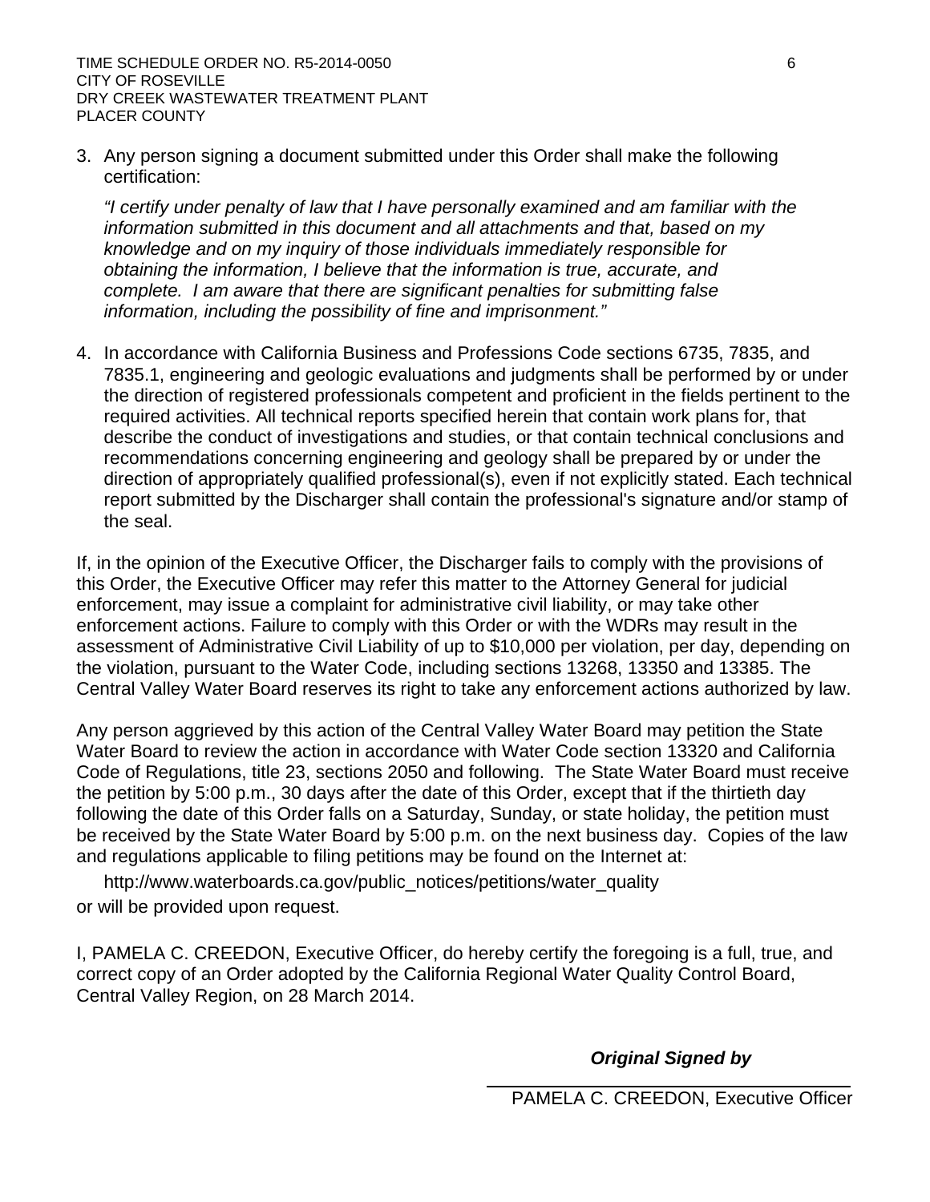3. Any person signing a document submitted under this Order shall make the following certification:

   *"I certify under penalty of law that I have personally examined and am familiar with the information submitted in this document and all attachments and that, based on my knowledge and on my inquiry of those individuals immediately responsible for obtaining the information, I believe that the information is true, accurate, and complete. I am aware that there are significant penalties for submitting false information, including the possibility of fine and imprisonment."*

4. In accordance with California Business and Professions Code sections 6735, 7835, and 7835.1, engineering and geologic evaluations and judgments shall be performed by or under the direction of registered professionals competent and proficient in the fields pertinent to the required activities. All technical reports specified herein that contain work plans for, that describe the conduct of investigations and studies, or that contain technical conclusions and recommendations concerning engineering and geology shall be prepared by or under the direction of appropriately qualified professional(s), even if not explicitly stated. Each technical report submitted by the Discharger shall contain the professional's signature and/or stamp of the seal.

If, in the opinion of the Executive Officer, the Discharger fails to comply with the provisions of this Order, the Executive Officer may refer this matter to the Attorney General for judicial enforcement, may issue a complaint for administrative civil liability, or may take other enforcement actions. Failure to comply with this Order or with the WDRs may result in the assessment of Administrative Civil Liability of up to $10,000 per violation, per day, depending on the violation, pursuant to the Water Code, including sections 13268, 13350 and 13385. The Central Valley Water Board reserves its right to take any enforcement actions authorized by law.

Any person aggrieved by this action of the Central Valley Water Board may petition the State Water Board to review the action in accordance with Water Code section 13320 and California Code of Regulations, title 23, sections 2050 and following. The State Water Board must receive the petition by 5:00 p.m., 30 days after the date of this Order, except that if the thirtieth day following the date of this Order falls on a Saturday, Sunday, or state holiday, the petition must be received by the State Water Board by 5:00 p.m. on the next business day. Copies of the law and regulations applicable to filing petitions may be found on the Internet at:

http://www.waterboards.ca.gov/public_notices/petitions/water_quality

or will be provided upon request.

I, PAMELA C. CREEDON, Executive Officer, do hereby certify the foregoing is a full, true, and correct copy of an Order adopted by the California Regional Water Quality Control Board, Central Valley Region, on 28 March 2014.

***Original Signed by***

PAMELA C. CREEDON, Executive Officer